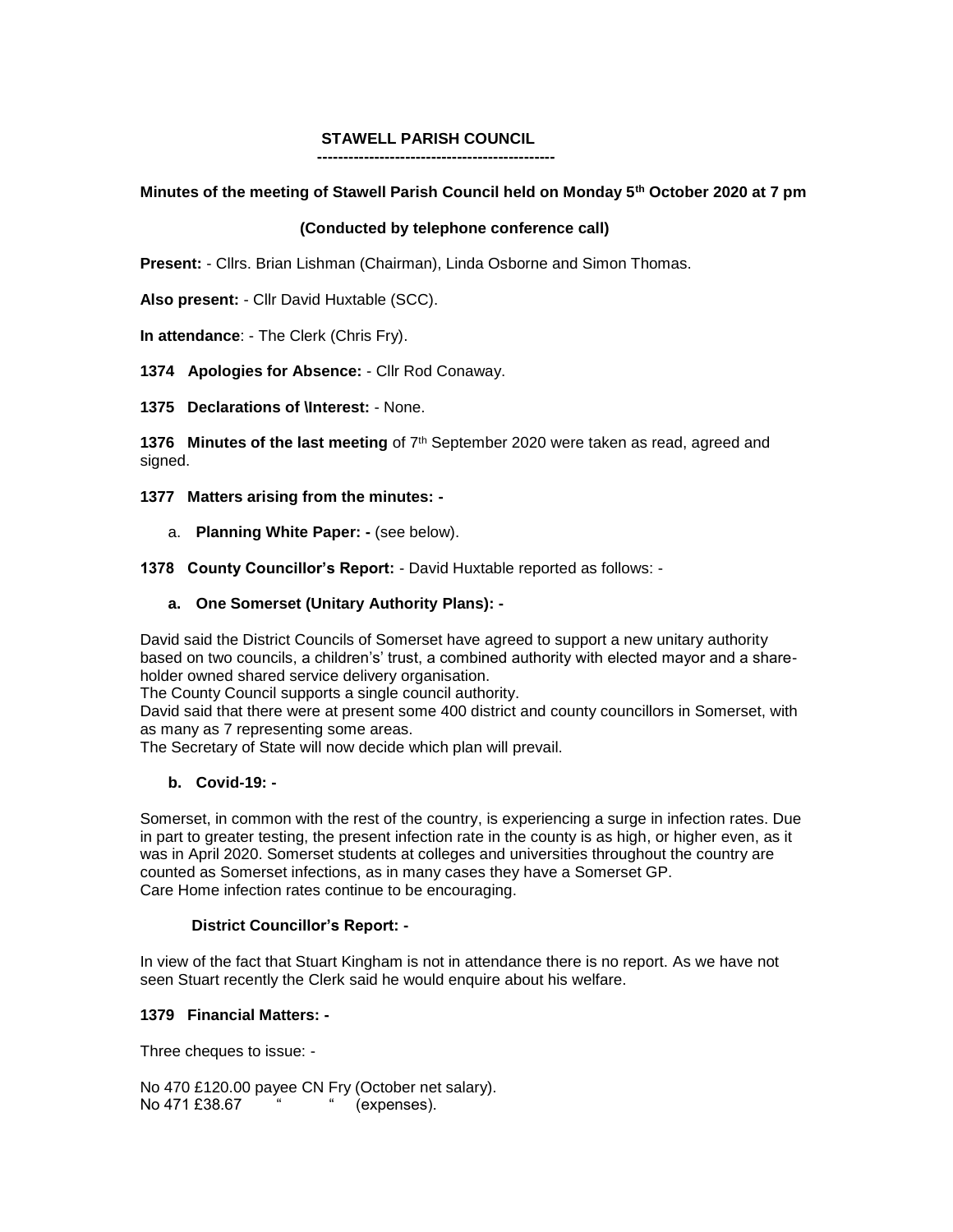# STAWELL PARISH COUNCIL

----------------------------------------------

**Minutes of the meeting of Stawell Parish Council held on Monday 5th October 2020 at 7 pm**

**(Conducted by telephone conference call)**

**Present:** - Cllrs. Brian Lishman (Chairman), Linda Osborne and Simon Thomas.

**Also present:** - Cllr David Huxtable (SCC).

**In attendance**: - The Clerk (Chris Fry).

**1374 Apologies for Absence:** - Cllr Rod Conaway.

**1375 Declarations of \Interest:** - None.

**1376 Minutes of the last meeting** of 7th September 2020 were taken as read, agreed and signed.

**1377 Matters arising from the minutes: -**

a. **Planning White Paper: -** (see below).

**1378 County Councillor's Report:** - David Huxtable reported as follows: -

**a. One Somerset (Unitary Authority Plans): -**

David said the District Councils of Somerset have agreed to support a new unitary authority based on two councils, a childrens' trust, a combined authority with elected mayor and a share-holder owned shared service delivery organisation.
The County Council supports a single council authority.
David said that there were at present some 400 district and county councillors in Somerset, with as many as 7 representing some areas.
The Secretary of State will now decide which plan will prevail.

**b. Covid-19: -**

Somerset, in common with the rest of the country, is experiencing a surge in infection rates. Due in part to greater testing, the present infection rate in the county is as high, or higher even, as it was in April 2020. Somerset students at colleges and universities throughout the country are counted as Somerset infections, as in many cases they have a Somerset GP.
Care Home infection rates continue to be encouraging.

**District Councillor's Report: -**

In view of the fact that Stuart Kingham is not in attendance there is no report. As we have not seen Stuart recently the Clerk said he would enquire about his welfare.

**1379 Financial Matters: -**

Three cheques to issue: -

No 470 £120.00 payee CN Fry (October net salary).
No 471 £38.67 " " (expenses).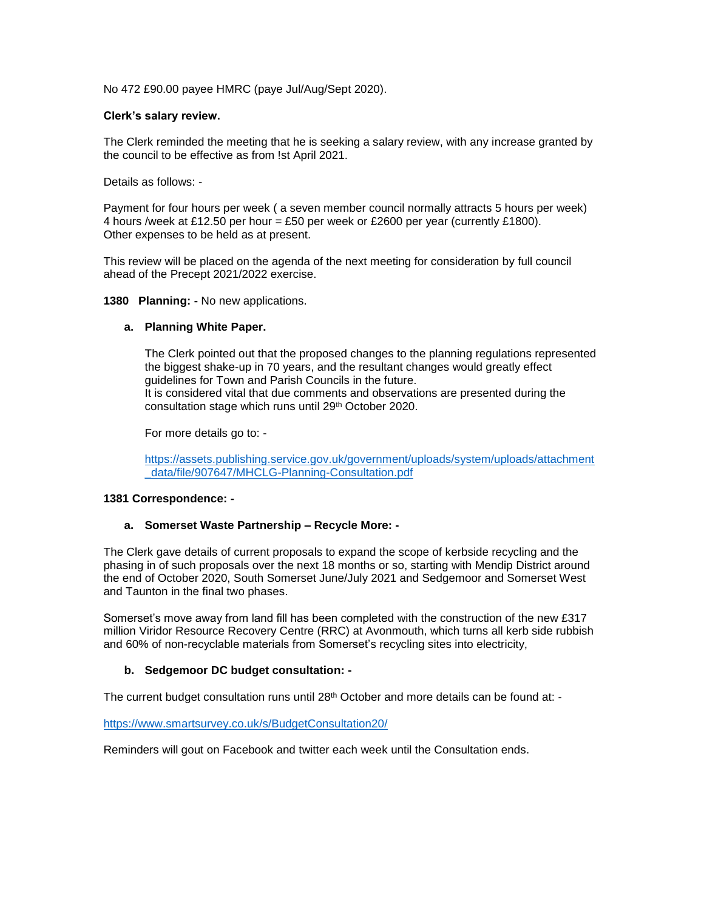No 472 £90.00 payee HMRC (paye Jul/Aug/Sept 2020).

**Clerk's salary review.**

The Clerk reminded the meeting that he is seeking a salary review, with any increase granted by the council to be effective as from !st April 2021.

Details as follows: -

Payment for four hours per week ( a seven member council normally attracts 5 hours per week)
4 hours /week at £12.50 per hour = £50 per week or £2600 per year (currently £1800).
Other expenses to be held as at present.

This review will be placed on the agenda of the next meeting for consideration by full council ahead of the Precept 2021/2022 exercise.

**1380 Planning: -** No new applications.

**a. Planning White Paper.**

The Clerk pointed out that the proposed changes to the planning regulations represented the biggest shake-up in 70 years, and the resultant changes would greatly effect guidelines for Town and Parish Councils in the future.
It is considered vital that due comments and observations are presented during the consultation stage which runs until 29th October 2020.

For more details go to: -

https://assets.publishing.service.gov.uk/government/uploads/system/uploads/attachment_data/file/907647/MHCLG-Planning-Consultation.pdf

**1381 Correspondence: -**

**a. Somerset Waste Partnership – Recycle More: -**

The Clerk gave details of current proposals to expand the scope of kerbside recycling and the phasing in of such proposals over the next 18 months or so, starting with Mendip District around the end of October 2020, South Somerset June/July 2021 and Sedgemoor and Somerset West and Taunton in the final two phases.

Somerset's move away from land fill has been completed with the construction of the new £317 million Viridor Resource Recovery Centre (RRC) at Avonmouth, which turns all kerb side rubbish and 60% of non-recyclable materials from Somerset's recycling sites into electricity,

**b. Sedgemoor DC budget consultation: -**

The current budget consultation runs until 28th October and more details can be found at: -

https://www.smartsurvey.co.uk/s/BudgetConsultation20/

Reminders will gout on Facebook and twitter each week until the Consultation ends.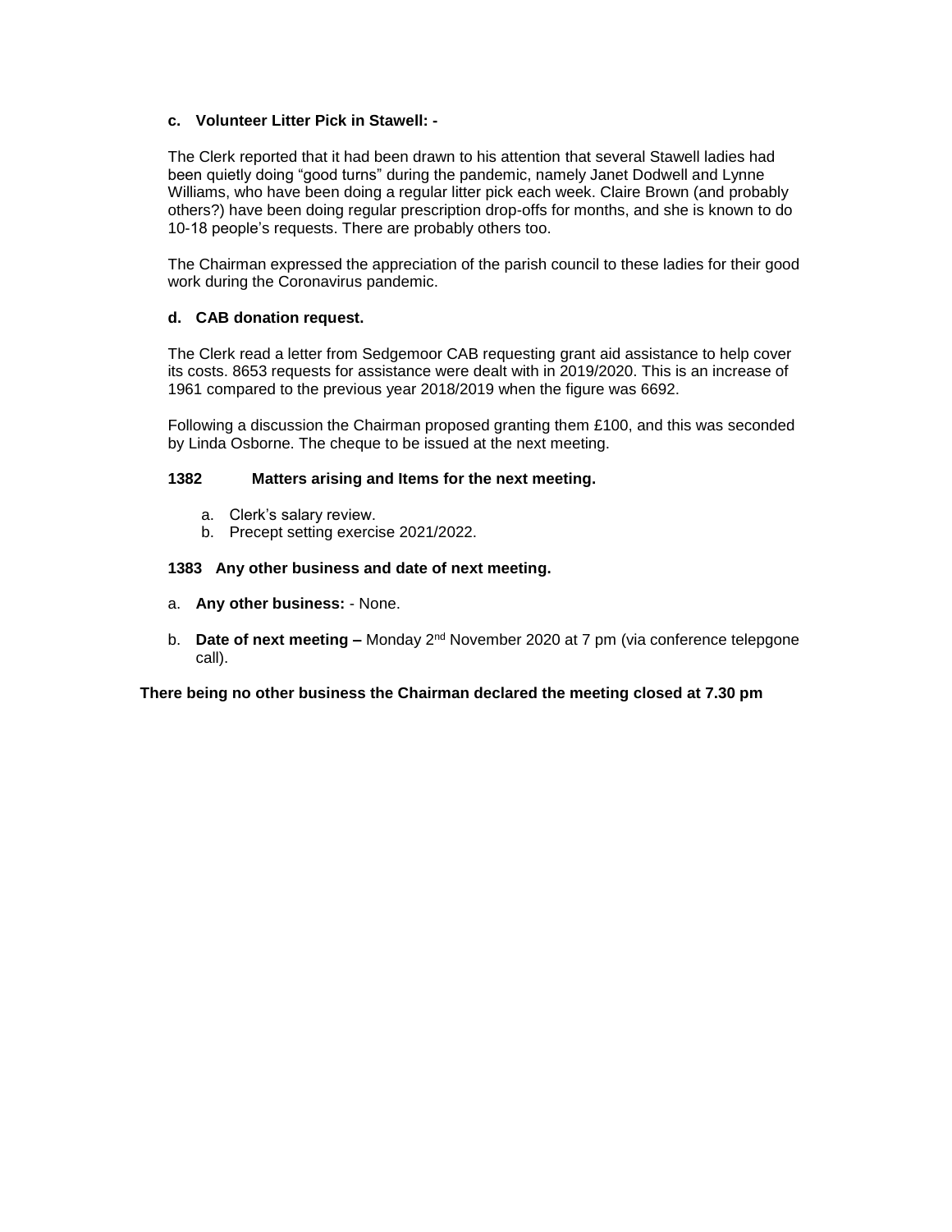**c. Volunteer Litter Pick in Stawell: -**

The Clerk reported that it had been drawn to his attention that several Stawell ladies had been quietly doing "good turns" during the pandemic, namely Janet Dodwell and Lynne Williams, who have been doing a regular litter pick each week. Claire Brown (and probably others?) have been doing regular prescription drop-offs for months, and she is known to do 10-18 people's requests. There are probably others too.

The Chairman expressed the appreciation of the parish council to these ladies for their good work during the Coronavirus pandemic.

**d. CAB donation request.**

The Clerk read a letter from Sedgemoor CAB requesting grant aid assistance to help cover its costs. 8653 requests for assistance were dealt with in 2019/2020. This is an increase of 1961 compared to the previous year 2018/2019 when the figure was 6692.

Following a discussion the Chairman proposed granting them £100, and this was seconded by Linda Osborne. The cheque to be issued at the next meeting.

**1382 Matters arising and Items for the next meeting.**

a. Clerk's salary review.
b. Precept setting exercise 2021/2022.

**1383 Any other business and date of next meeting.**

a. **Any other business:** - None.

b. **Date of next meeting –** Monday 2nd November 2020 at 7 pm (via conference telepgone call).

**There being no other business the Chairman declared the meeting closed at 7.30 pm**